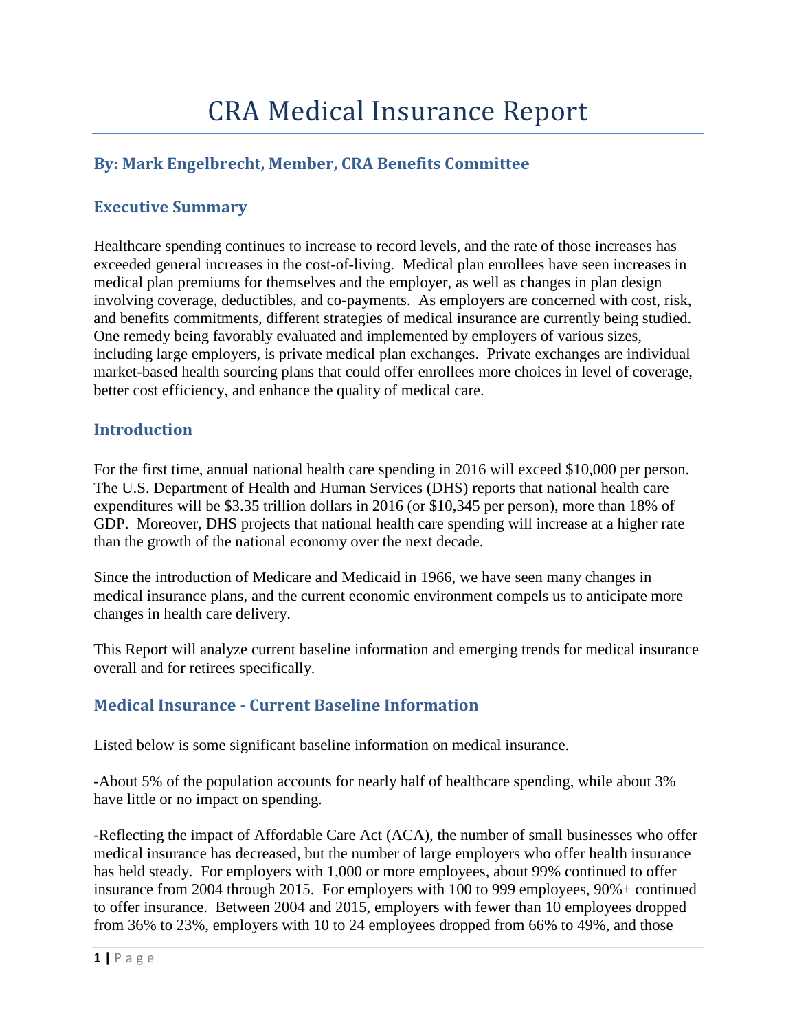# CRA Medical Insurance Report

## By: Mark Engelbrecht, Member, CRA Benefits Committee

## Executive Summary

Healthcare spending continues to increase to record levels, and the rate of those increases has exceeded general increases in the cost-of-living. Medical plan enrollees have seen increases in medical plan premiums for themselves and the employer, as well as changes in plan design involving coverage, deductibles, and co-payments. As employers are concerned with cost, risk, and benefits commitments, different strategies of medical insurance are currently being studied. One remedy being favorably evaluated and implemented by employers of various sizes, including large employers, is private medical plan exchanges. Private exchanges are individual market-based health sourcing plans that could offer enrollees more choices in level of coverage, better cost efficiency, and enhance the quality of medical care.

## Introduction

For the first time, annual national health care spending in 2016 will exceed $10,000 per person. The U.S. Department of Health and Human Services (DHS) reports that national health care expenditures will be $3.35 trillion dollars in 2016 (or $10,345 per person), more than 18% of GDP. Moreover, DHS projects that national health care spending will increase at a higher rate than the growth of the national economy over the next decade.

Since the introduction of Medicare and Medicaid in 1966, we have seen many changes in medical insurance plans, and the current economic environment compels us to anticipate more changes in health care delivery.

This Report will analyze current baseline information and emerging trends for medical insurance overall and for retirees specifically.

## Medical Insurance - Current Baseline Information

Listed below is some significant baseline information on medical insurance.

-About 5% of the population accounts for nearly half of healthcare spending, while about 3% have little or no impact on spending.

-Reflecting the impact of Affordable Care Act (ACA), the number of small businesses who offer medical insurance has decreased, but the number of large employers who offer health insurance has held steady. For employers with 1,000 or more employees, about 99% continued to offer insurance from 2004 through 2015. For employers with 100 to 999 employees, 90%+ continued to offer insurance. Between 2004 and 2015, employers with fewer than 10 employees dropped from 36% to 23%, employers with 10 to 24 employees dropped from 66% to 49%, and those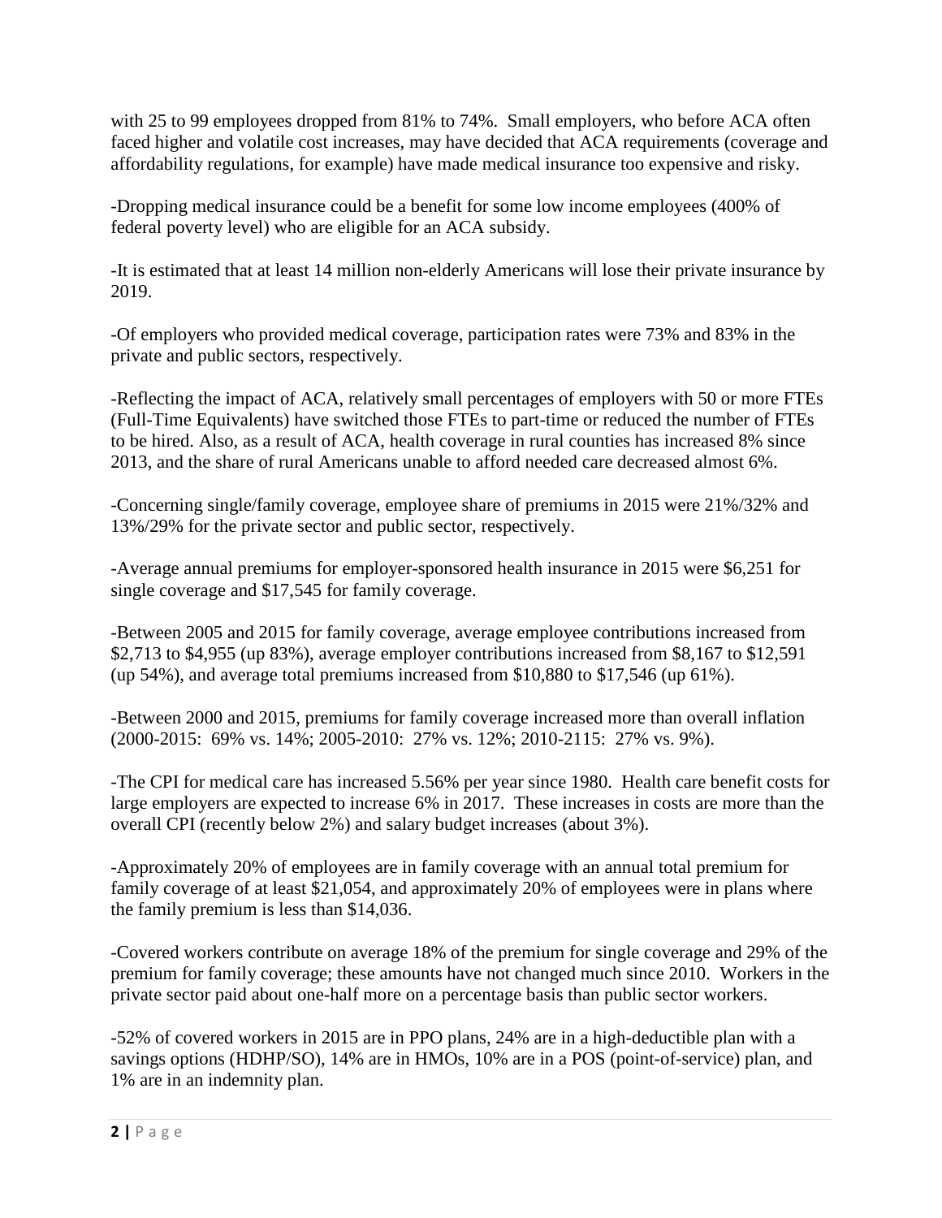with 25 to 99 employees dropped from 81% to 74%. Small employers, who before ACA often faced higher and volatile cost increases, may have decided that ACA requirements (coverage and affordability regulations, for example) have made medical insurance too expensive and risky.

-Dropping medical insurance could be a benefit for some low income employees (400% of federal poverty level) who are eligible for an ACA subsidy.

-It is estimated that at least 14 million non-elderly Americans will lose their private insurance by 2019.

-Of employers who provided medical coverage, participation rates were 73% and 83% in the private and public sectors, respectively.

-Reflecting the impact of ACA, relatively small percentages of employers with 50 or more FTEs (Full-Time Equivalents) have switched those FTEs to part-time or reduced the number of FTEs to be hired. Also, as a result of ACA, health coverage in rural counties has increased 8% since 2013, and the share of rural Americans unable to afford needed care decreased almost 6%.

-Concerning single/family coverage, employee share of premiums in 2015 were 21%/32% and 13%/29% for the private sector and public sector, respectively.

-Average annual premiums for employer-sponsored health insurance in 2015 were $6,251 for single coverage and $17,545 for family coverage.

-Between 2005 and 2015 for family coverage, average employee contributions increased from $2,713 to $4,955 (up 83%), average employer contributions increased from $8,167 to $12,591 (up 54%), and average total premiums increased from $10,880 to $17,546 (up 61%).

-Between 2000 and 2015, premiums for family coverage increased more than overall inflation (2000-2015: 69% vs. 14%; 2005-2010: 27% vs. 12%; 2010-2115: 27% vs. 9%).

-The CPI for medical care has increased 5.56% per year since 1980. Health care benefit costs for large employers are expected to increase 6% in 2017. These increases in costs are more than the overall CPI (recently below 2%) and salary budget increases (about 3%).

-Approximately 20% of employees are in family coverage with an annual total premium for family coverage of at least $21,054, and approximately 20% of employees were in plans where the family premium is less than $14,036.

-Covered workers contribute on average 18% of the premium for single coverage and 29% of the premium for family coverage; these amounts have not changed much since 2010. Workers in the private sector paid about one-half more on a percentage basis than public sector workers.

-52% of covered workers in 2015 are in PPO plans, 24% are in a high-deductible plan with a savings options (HDHP/SO), 14% are in HMOs, 10% are in a POS (point-of-service) plan, and 1% are in an indemnity plan.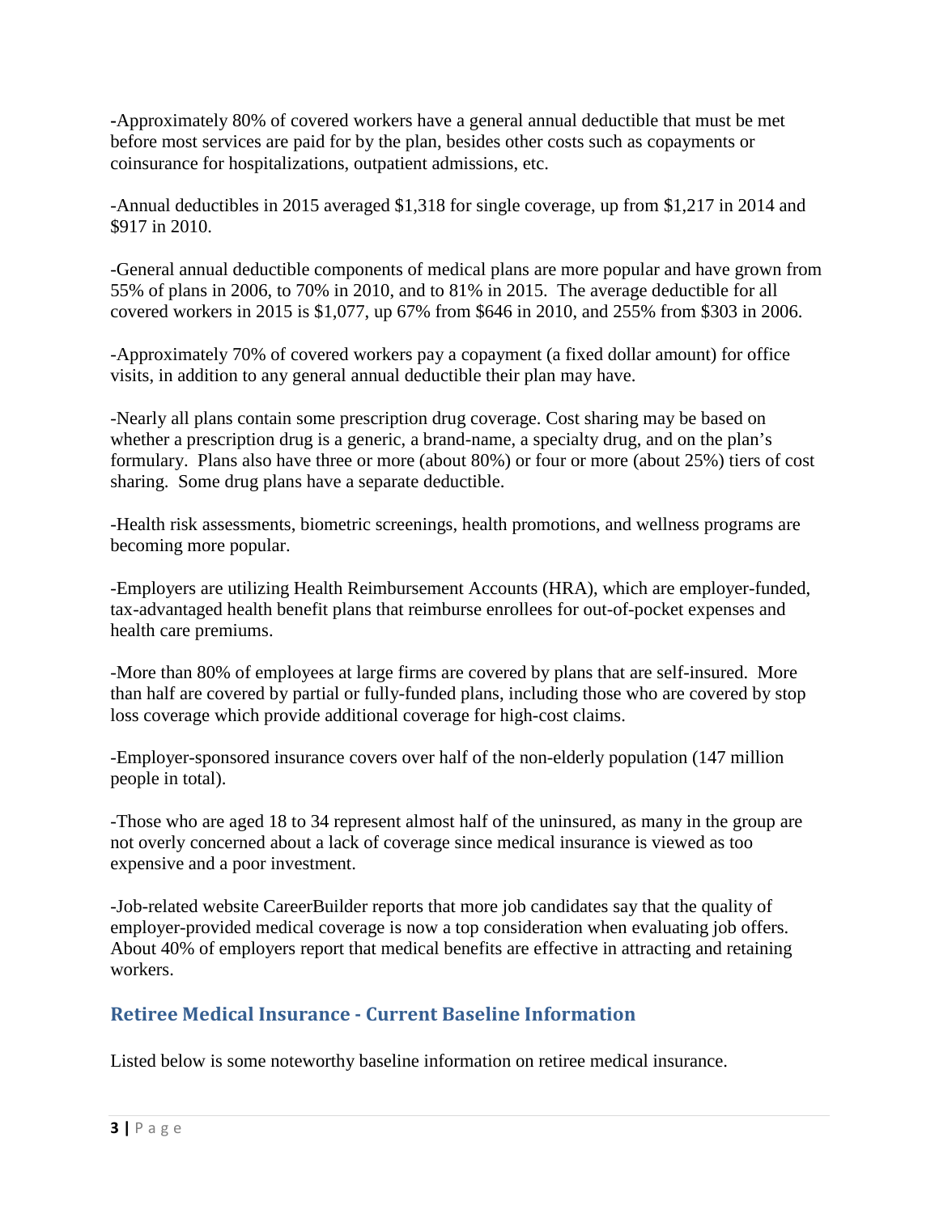-Approximately 80% of covered workers have a general annual deductible that must be met before most services are paid for by the plan, besides other costs such as copayments or coinsurance for hospitalizations, outpatient admissions, etc.

-Annual deductibles in 2015 averaged $1,318 for single coverage, up from $1,217 in 2014 and $917 in 2010.

-General annual deductible components of medical plans are more popular and have grown from 55% of plans in 2006, to 70% in 2010, and to 81% in 2015. The average deductible for all covered workers in 2015 is $1,077, up 67% from $646 in 2010, and 255% from $303 in 2006.

-Approximately 70% of covered workers pay a copayment (a fixed dollar amount) for office visits, in addition to any general annual deductible their plan may have.

-Nearly all plans contain some prescription drug coverage. Cost sharing may be based on whether a prescription drug is a generic, a brand-name, a specialty drug, and on the plan's formulary. Plans also have three or more (about 80%) or four or more (about 25%) tiers of cost sharing. Some drug plans have a separate deductible.

-Health risk assessments, biometric screenings, health promotions, and wellness programs are becoming more popular.

-Employers are utilizing Health Reimbursement Accounts (HRA), which are employer-funded, tax-advantaged health benefit plans that reimburse enrollees for out-of-pocket expenses and health care premiums.

-More than 80% of employees at large firms are covered by plans that are self-insured. More than half are covered by partial or fully-funded plans, including those who are covered by stop loss coverage which provide additional coverage for high-cost claims.

-Employer-sponsored insurance covers over half of the non-elderly population (147 million people in total).

-Those who are aged 18 to 34 represent almost half of the uninsured, as many in the group are not overly concerned about a lack of coverage since medical insurance is viewed as too expensive and a poor investment.

-Job-related website CareerBuilder reports that more job candidates say that the quality of employer-provided medical coverage is now a top consideration when evaluating job offers. About 40% of employers report that medical benefits are effective in attracting and retaining workers.

## Retiree Medical Insurance - Current Baseline Information

Listed below is some noteworthy baseline information on retiree medical insurance.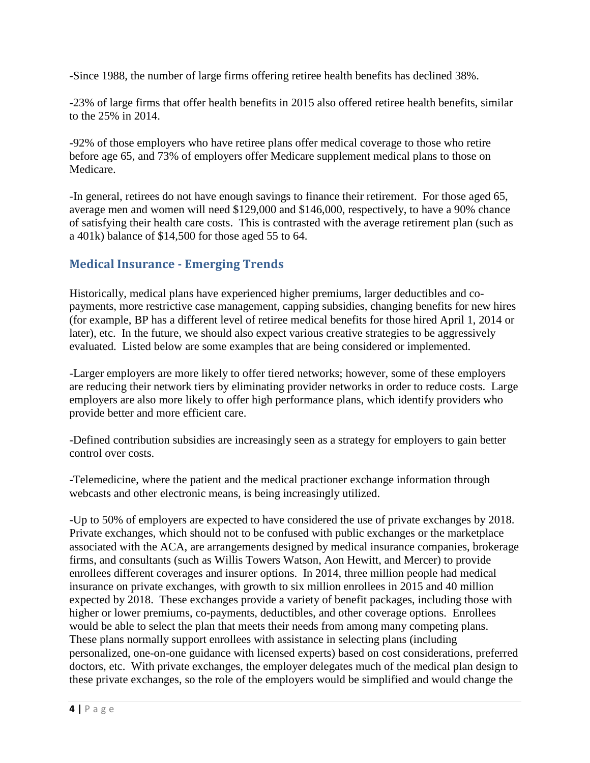-Since 1988, the number of large firms offering retiree health benefits has declined 38%.

-23% of large firms that offer health benefits in 2015 also offered retiree health benefits, similar to the 25% in 2014.

-92% of those employers who have retiree plans offer medical coverage to those who retire before age 65, and 73% of employers offer Medicare supplement medical plans to those on Medicare.

-In general, retirees do not have enough savings to finance their retirement. For those aged 65, average men and women will need $129,000 and $146,000, respectively, to have a 90% chance of satisfying their health care costs. This is contrasted with the average retirement plan (such as a 401k) balance of $14,500 for those aged 55 to 64.

## Medical Insurance - Emerging Trends

Historically, medical plans have experienced higher premiums, larger deductibles and co-payments, more restrictive case management, capping subsidies, changing benefits for new hires (for example, BP has a different level of retiree medical benefits for those hired April 1, 2014 or later), etc. In the future, we should also expect various creative strategies to be aggressively evaluated. Listed below are some examples that are being considered or implemented.

-Larger employers are more likely to offer tiered networks; however, some of these employers are reducing their network tiers by eliminating provider networks in order to reduce costs. Large employers are also more likely to offer high performance plans, which identify providers who provide better and more efficient care.

-Defined contribution subsidies are increasingly seen as a strategy for employers to gain better control over costs.

-Telemedicine, where the patient and the medical practioner exchange information through webcasts and other electronic means, is being increasingly utilized.

-Up to 50% of employers are expected to have considered the use of private exchanges by 2018. Private exchanges, which should not to be confused with public exchanges or the marketplace associated with the ACA, are arrangements designed by medical insurance companies, brokerage firms, and consultants (such as Willis Towers Watson, Aon Hewitt, and Mercer) to provide enrollees different coverages and insurer options. In 2014, three million people had medical insurance on private exchanges, with growth to six million enrollees in 2015 and 40 million expected by 2018. These exchanges provide a variety of benefit packages, including those with higher or lower premiums, co-payments, deductibles, and other coverage options. Enrollees would be able to select the plan that meets their needs from among many competing plans. These plans normally support enrollees with assistance in selecting plans (including personalized, one-on-one guidance with licensed experts) based on cost considerations, preferred doctors, etc. With private exchanges, the employer delegates much of the medical plan design to these private exchanges, so the role of the employers would be simplified and would change the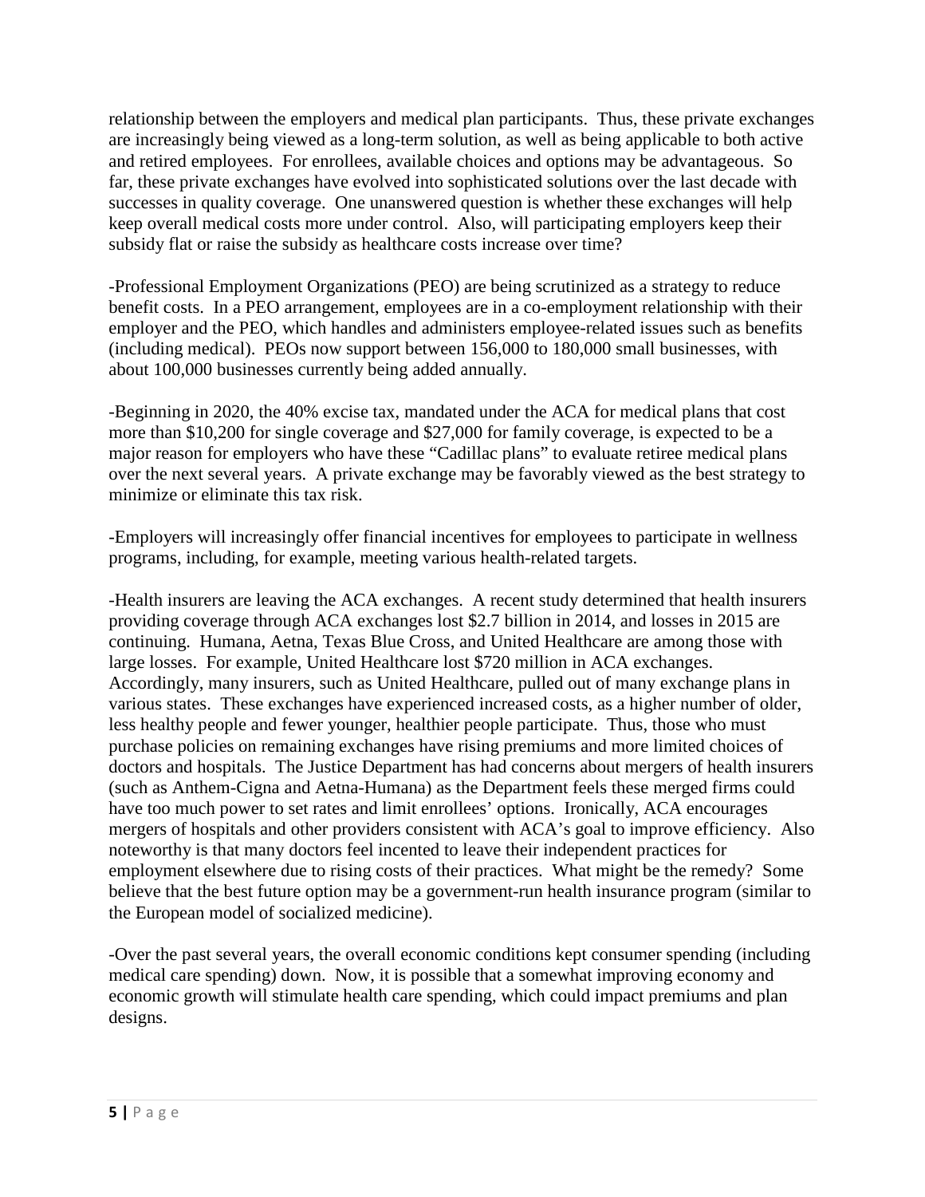relationship between the employers and medical plan participants. Thus, these private exchanges are increasingly being viewed as a long-term solution, as well as being applicable to both active and retired employees. For enrollees, available choices and options may be advantageous. So far, these private exchanges have evolved into sophisticated solutions over the last decade with successes in quality coverage. One unanswered question is whether these exchanges will help keep overall medical costs more under control. Also, will participating employers keep their subsidy flat or raise the subsidy as healthcare costs increase over time?

-Professional Employment Organizations (PEO) are being scrutinized as a strategy to reduce benefit costs. In a PEO arrangement, employees are in a co-employment relationship with their employer and the PEO, which handles and administers employee-related issues such as benefits (including medical). PEOs now support between 156,000 to 180,000 small businesses, with about 100,000 businesses currently being added annually.

-Beginning in 2020, the 40% excise tax, mandated under the ACA for medical plans that cost more than $10,200 for single coverage and $27,000 for family coverage, is expected to be a major reason for employers who have these "Cadillac plans" to evaluate retiree medical plans over the next several years. A private exchange may be favorably viewed as the best strategy to minimize or eliminate this tax risk.

-Employers will increasingly offer financial incentives for employees to participate in wellness programs, including, for example, meeting various health-related targets.

-Health insurers are leaving the ACA exchanges. A recent study determined that health insurers providing coverage through ACA exchanges lost $2.7 billion in 2014, and losses in 2015 are continuing. Humana, Aetna, Texas Blue Cross, and United Healthcare are among those with large losses. For example, United Healthcare lost $720 million in ACA exchanges. Accordingly, many insurers, such as United Healthcare, pulled out of many exchange plans in various states. These exchanges have experienced increased costs, as a higher number of older, less healthy people and fewer younger, healthier people participate. Thus, those who must purchase policies on remaining exchanges have rising premiums and more limited choices of doctors and hospitals. The Justice Department has had concerns about mergers of health insurers (such as Anthem-Cigna and Aetna-Humana) as the Department feels these merged firms could have too much power to set rates and limit enrollees' options. Ironically, ACA encourages mergers of hospitals and other providers consistent with ACA's goal to improve efficiency. Also noteworthy is that many doctors feel incented to leave their independent practices for employment elsewhere due to rising costs of their practices. What might be the remedy? Some believe that the best future option may be a government-run health insurance program (similar to the European model of socialized medicine).

-Over the past several years, the overall economic conditions kept consumer spending (including medical care spending) down. Now, it is possible that a somewhat improving economy and economic growth will stimulate health care spending, which could impact premiums and plan designs.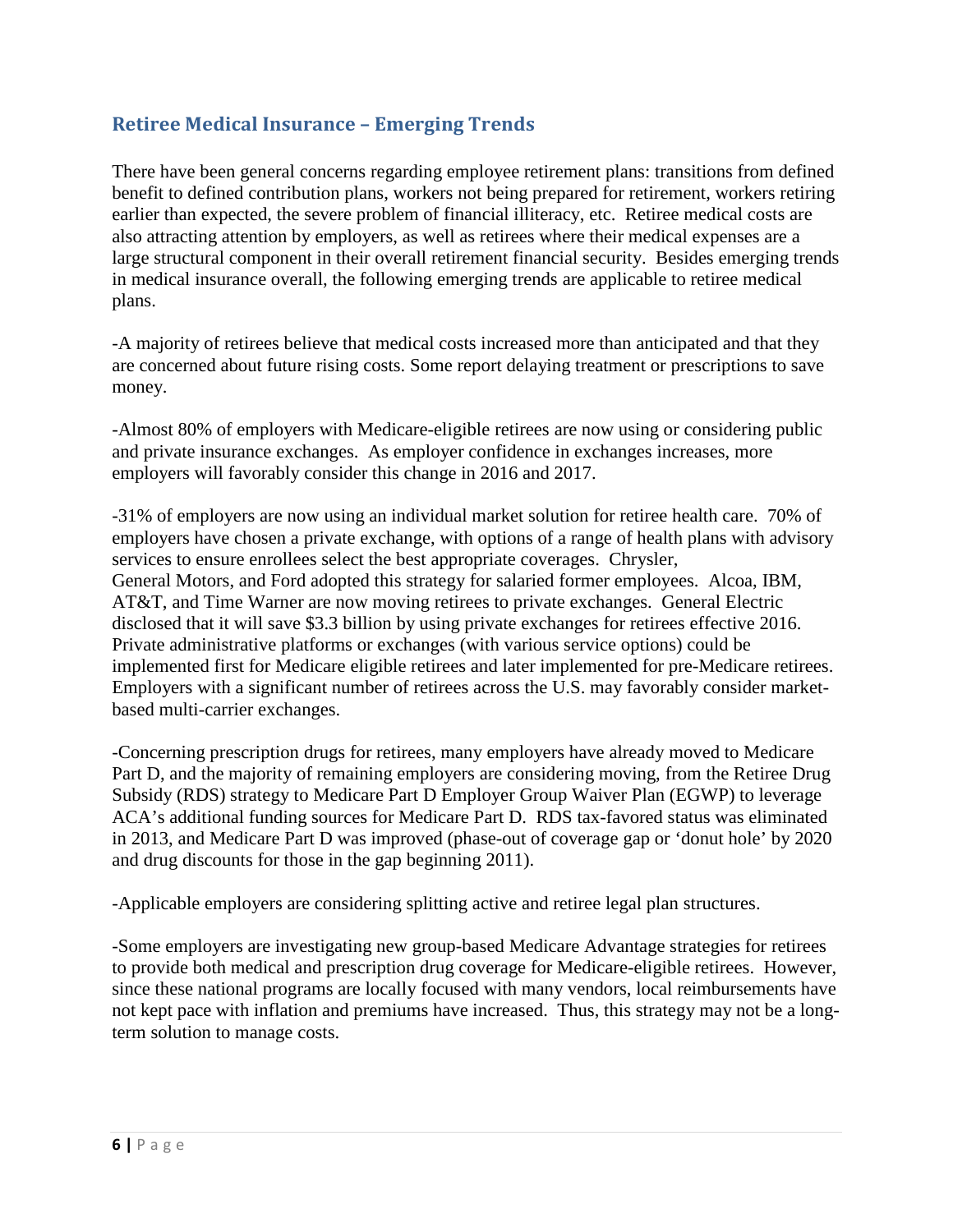## Retiree Medical Insurance – Emerging Trends

There have been general concerns regarding employee retirement plans: transitions from defined benefit to defined contribution plans, workers not being prepared for retirement, workers retiring earlier than expected, the severe problem of financial illiteracy, etc. Retiree medical costs are also attracting attention by employers, as well as retirees where their medical expenses are a large structural component in their overall retirement financial security. Besides emerging trends in medical insurance overall, the following emerging trends are applicable to retiree medical plans.

-A majority of retirees believe that medical costs increased more than anticipated and that they are concerned about future rising costs. Some report delaying treatment or prescriptions to save money.

-Almost 80% of employers with Medicare-eligible retirees are now using or considering public and private insurance exchanges. As employer confidence in exchanges increases, more employers will favorably consider this change in 2016 and 2017.

-31% of employers are now using an individual market solution for retiree health care. 70% of employers have chosen a private exchange, with options of a range of health plans with advisory services to ensure enrollees select the best appropriate coverages. Chrysler, General Motors, and Ford adopted this strategy for salaried former employees. Alcoa, IBM, AT&T, and Time Warner are now moving retirees to private exchanges. General Electric disclosed that it will save $3.3 billion by using private exchanges for retirees effective 2016. Private administrative platforms or exchanges (with various service options) could be implemented first for Medicare eligible retirees and later implemented for pre-Medicare retirees. Employers with a significant number of retirees across the U.S. may favorably consider market-based multi-carrier exchanges.

-Concerning prescription drugs for retirees, many employers have already moved to Medicare Part D, and the majority of remaining employers are considering moving, from the Retiree Drug Subsidy (RDS) strategy to Medicare Part D Employer Group Waiver Plan (EGWP) to leverage ACA's additional funding sources for Medicare Part D. RDS tax-favored status was eliminated in 2013, and Medicare Part D was improved (phase-out of coverage gap or 'donut hole' by 2020 and drug discounts for those in the gap beginning 2011).

-Applicable employers are considering splitting active and retiree legal plan structures.

-Some employers are investigating new group-based Medicare Advantage strategies for retirees to provide both medical and prescription drug coverage for Medicare-eligible retirees. However, since these national programs are locally focused with many vendors, local reimbursements have not kept pace with inflation and premiums have increased. Thus, this strategy may not be a long-term solution to manage costs.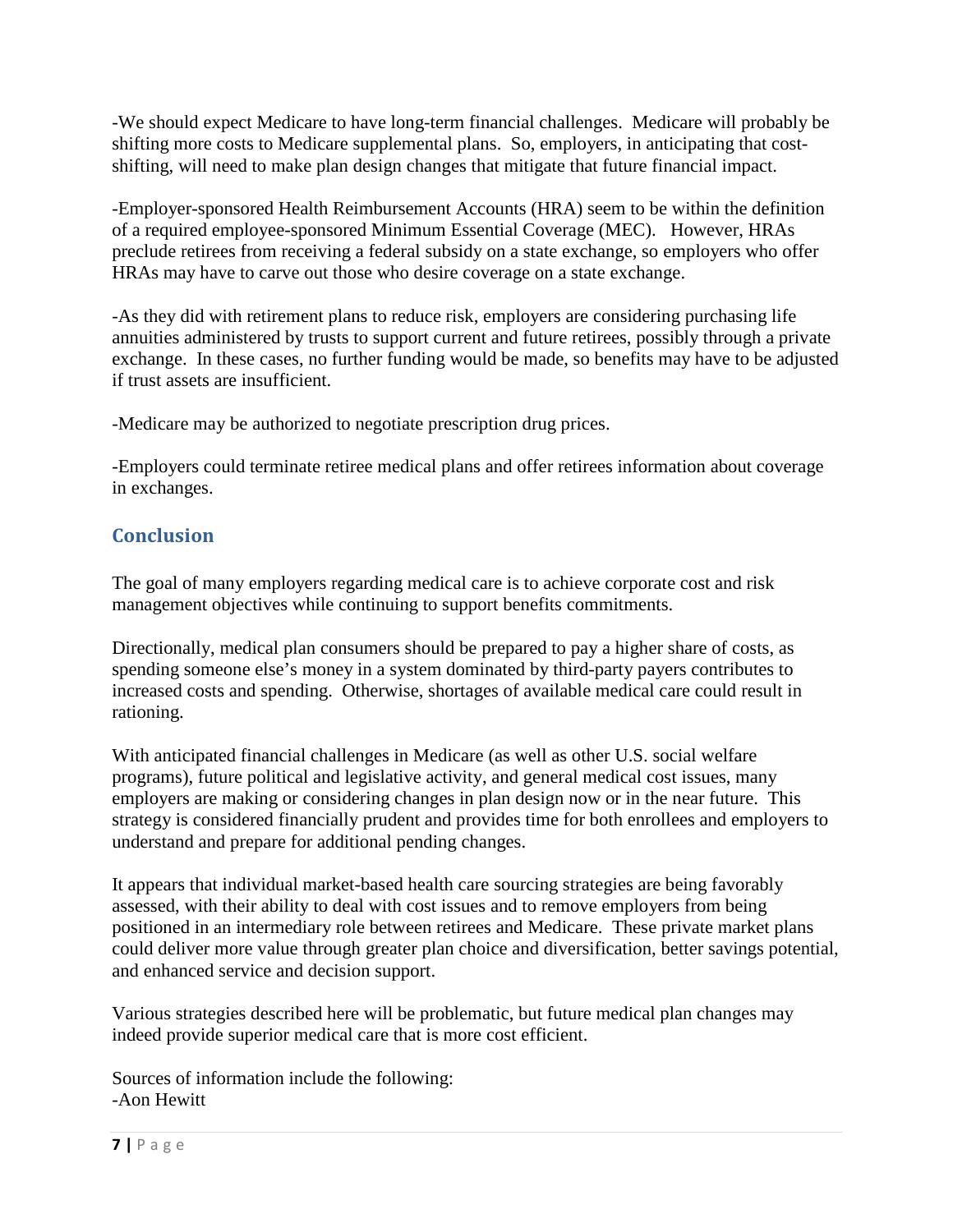-We should expect Medicare to have long-term financial challenges. Medicare will probably be shifting more costs to Medicare supplemental plans. So, employers, in anticipating that cost-shifting, will need to make plan design changes that mitigate that future financial impact.

-Employer-sponsored Health Reimbursement Accounts (HRA) seem to be within the definition of a required employee-sponsored Minimum Essential Coverage (MEC). However, HRAs preclude retirees from receiving a federal subsidy on a state exchange, so employers who offer HRAs may have to carve out those who desire coverage on a state exchange.

-As they did with retirement plans to reduce risk, employers are considering purchasing life annuities administered by trusts to support current and future retirees, possibly through a private exchange. In these cases, no further funding would be made, so benefits may have to be adjusted if trust assets are insufficient.

-Medicare may be authorized to negotiate prescription drug prices.

-Employers could terminate retiree medical plans and offer retirees information about coverage in exchanges.

## Conclusion

The goal of many employers regarding medical care is to achieve corporate cost and risk management objectives while continuing to support benefits commitments.

Directionally, medical plan consumers should be prepared to pay a higher share of costs, as spending someone else's money in a system dominated by third-party payers contributes to increased costs and spending. Otherwise, shortages of available medical care could result in rationing.

With anticipated financial challenges in Medicare (as well as other U.S. social welfare programs), future political and legislative activity, and general medical cost issues, many employers are making or considering changes in plan design now or in the near future. This strategy is considered financially prudent and provides time for both enrollees and employers to understand and prepare for additional pending changes.

It appears that individual market-based health care sourcing strategies are being favorably assessed, with their ability to deal with cost issues and to remove employers from being positioned in an intermediary role between retirees and Medicare. These private market plans could deliver more value through greater plan choice and diversification, better savings potential, and enhanced service and decision support.

Various strategies described here will be problematic, but future medical plan changes may indeed provide superior medical care that is more cost efficient.

Sources of information include the following:
-Aon Hewitt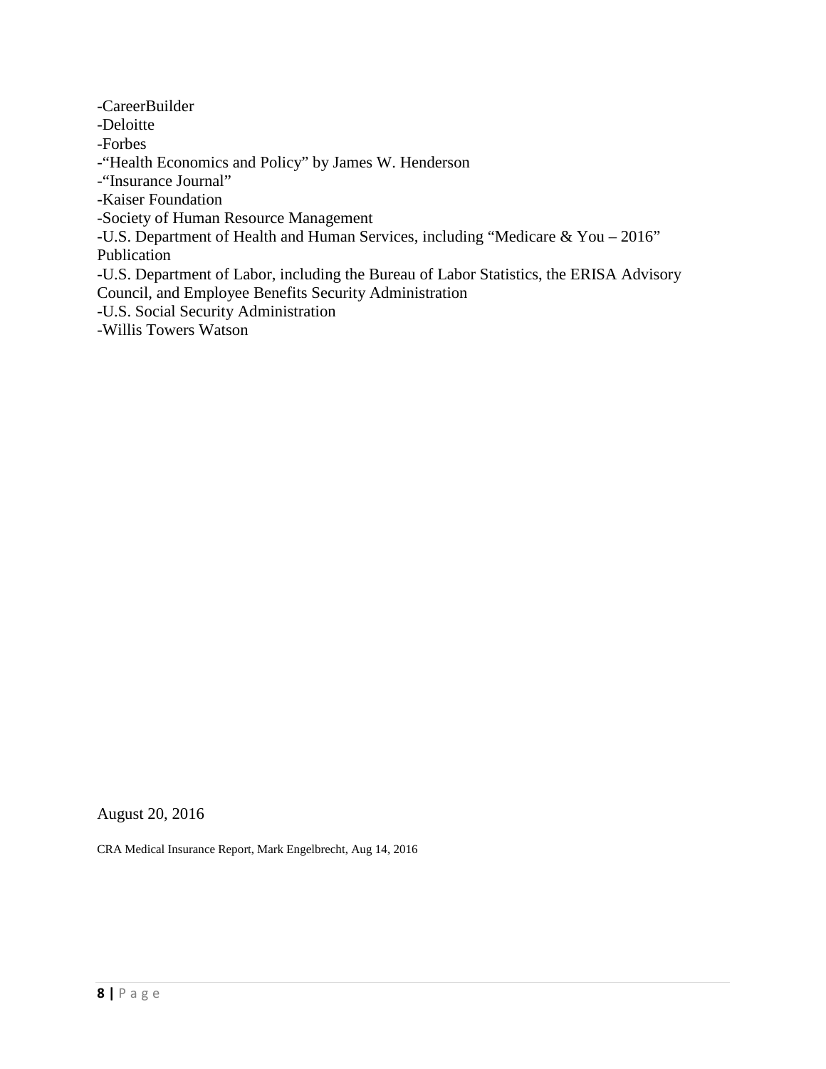-CareerBuilder
-Deloitte
-Forbes
-"Health Economics and Policy" by James W. Henderson
-"Insurance Journal"
-Kaiser Foundation
-Society of Human Resource Management
-U.S. Department of Health and Human Services, including "Medicare & You – 2016" Publication
-U.S. Department of Labor, including the Bureau of Labor Statistics, the ERISA Advisory Council, and Employee Benefits Security Administration
-U.S. Social Security Administration
-Willis Towers Watson

August 20, 2016

CRA Medical Insurance Report, Mark Engelbrecht, Aug 14, 2016